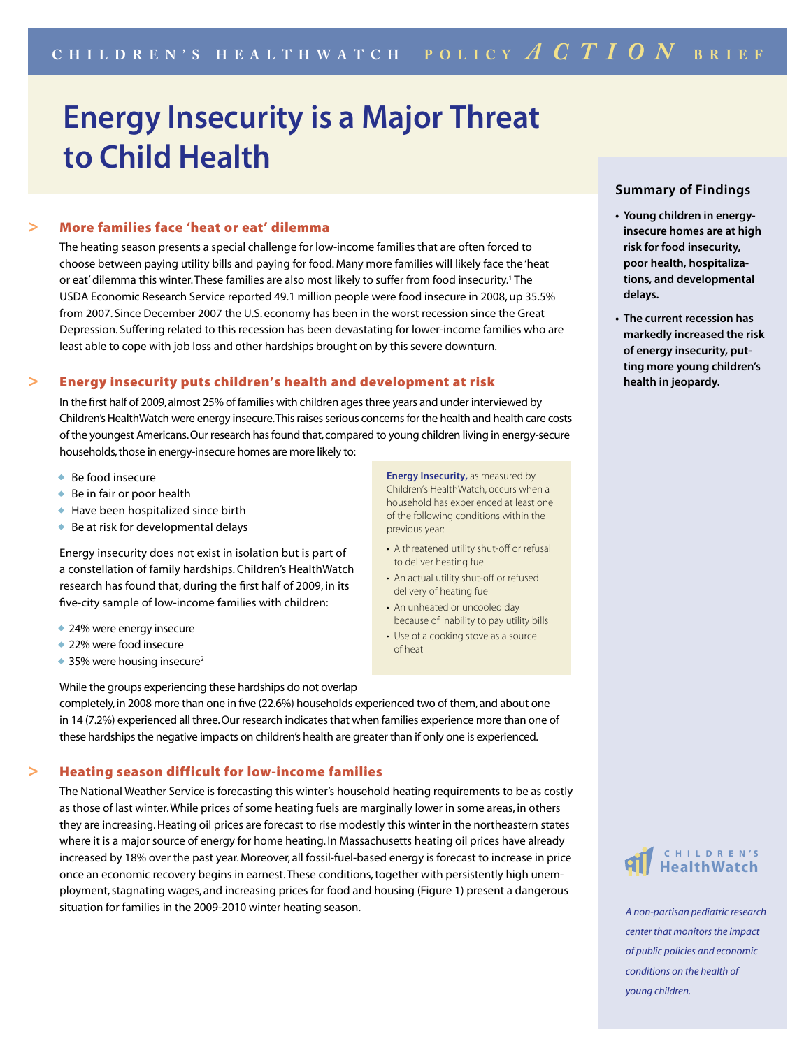CHILDREN'S HEALTHWATCH POLICY *ACTION* BRIEF

# Energy Insecurity is a Major Threat to Child Health

## More families face 'heat or eat' dilemma

The heating season presents a special challenge for low-income families that are often forced to choose between paying utility bills and paying for food. Many more families will likely face the 'heat or eat' dilemma this winter. These families are also most likely to suffer from food insecurity.[1] The USDA Economic Research Service reported 49.1 million people were food insecure in 2008, up 35.5% from 2007. Since December 2007 the U.S. economy has been in the worst recession since the Great Depression. Suffering related to this recession has been devastating for lower-income families who are least able to cope with job loss and other hardships brought on by this severe downturn.

## Energy insecurity puts children's health and development at risk

In the first half of 2009, almost 25% of families with children ages three years and under interviewed by Children's HealthWatch were energy insecure. This raises serious concerns for the health and health care costs of the youngest Americans. Our research has found that, compared to young children living in energy-secure households, those in energy-insecure homes are more likely to:

- Be food insecure
- Be in fair or poor health
- Have been hospitalized since birth
- Be at risk for developmental delays

> **Energy Insecurity,** as measured by Children's HealthWatch, occurs when a household has experienced at least one of the following conditions within the previous year:
>
> - A threatened utility shut-off or refusal to deliver heating fuel
> - An actual utility shut-off or refused delivery of heating fuel
> - An unheated or uncooled day because of inability to pay utility bills
> - Use of a cooking stove as a source of heat

Energy insecurity does not exist in isolation but is part of a constellation of family hardships. Children's HealthWatch research has found that, during the first half of 2009, in its five-city sample of low-income families with children:

- 24% were energy insecure
- 22% were food insecure
- 35% were housing insecure[2]

While the groups experiencing these hardships do not overlap completely, in 2008 more than one in five (22.6%) households experienced two of them, and about one in 14 (7.2%) experienced all three. Our research indicates that when families experience more than one of these hardships the negative impacts on children's health are greater than if only one is experienced.

## Heating season difficult for low-income families

The National Weather Service is forecasting this winter's household heating requirements to be as costly as those of last winter. While prices of some heating fuels are marginally lower in some areas, in others they are increasing. Heating oil prices are forecast to rise modestly this winter in the northeastern states where it is a major source of energy for home heating. In Massachusetts heating oil prices have already increased by 18% over the past year. Moreover, all fossil-fuel-based energy is forecast to increase in price once an economic recovery begins in earnest. These conditions, together with persistently high unemployment, stagnating wages, and increasing prices for food and housing (Figure 1) present a dangerous situation for families in the 2009-2010 winter heating season.

### Summary of Findings

- **Young children in energy-insecure homes are at high risk for food insecurity, poor health, hospitalizations, and developmental delays.**
- **The current recession has markedly increased the risk of energy insecurity, putting more young children's health in jeopardy.**

CHILDREN'S HealthWatch

*A non-partisan pediatric research center that monitors the impact of public policies and economic conditions on the health of young children.*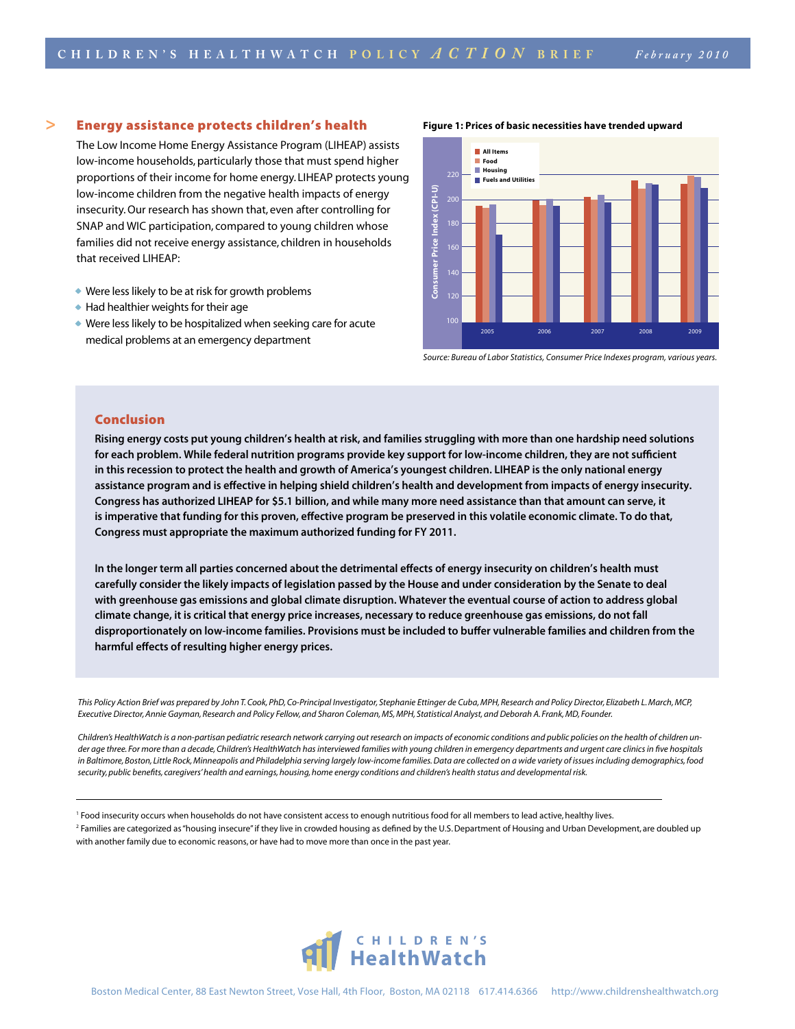## Energy assistance protects children's health

The Low Income Home Energy Assistance Program (LIHEAP) assists low-income households, particularly those that must spend higher proportions of their income for home energy. LIHEAP protects young low-income children from the negative health impacts of energy insecurity. Our research has shown that, even after controlling for SNAP and WIC participation, compared to young children whose families did not receive energy assistance, children in households that received LIHEAP:

- Were less likely to be at risk for growth problems
- Had healthier weights for their age
- Were less likely to be hospitalized when seeking care for acute medical problems at an emergency department

**Figure 1: Prices of basic necessities have trended upward**

All Items
Food
Housing
Fuels and Utilities

Consumer Price Index (CPI-U)

220
200
180
160
140
120
100

2005
2006
2007
2008
2009

*Source: Bureau of Labor Statistics, Consumer Price Indexes program, various years.*

## Conclusion

**Rising energy costs put young children's health at risk, and families struggling with more than one hardship need solutions for each problem. While federal nutrition programs provide key support for low-income children, they are not sufficient in this recession to protect the health and growth of America's youngest children. LIHEAP is the only national energy assistance program and is effective in helping shield children's health and development from impacts of energy insecurity. Congress has authorized LIHEAP for $5.1 billion, and while many more need assistance than that amount can serve, it is imperative that funding for this proven, effective program be preserved in this volatile economic climate. To do that, Congress must appropriate the maximum authorized funding for FY 2011.**

**In the longer term all parties concerned about the detrimental effects of energy insecurity on children's health must carefully consider the likely impacts of legislation passed by the House and under consideration by the Senate to deal with greenhouse gas emissions and global climate disruption. Whatever the eventual course of action to address global climate change, it is critical that energy price increases, necessary to reduce greenhouse gas emissions, do not fall disproportionately on low-income families. Provisions must be included to buffer vulnerable families and children from the harmful effects of resulting higher energy prices.**

*This Policy Action Brief was prepared by John T. Cook, PhD, Co-Principal Investigator, Stephanie Ettinger de Cuba, MPH, Research and Policy Director, Elizabeth L. March, MCP, Executive Director, Annie Gayman, Research and Policy Fellow, and Sharon Coleman, MS, MPH, Statistical Analyst, and Deborah A. Frank, MD, Founder.*

*Children's HealthWatch is a non-partisan pediatric research network carrying out research on impacts of economic conditions and public policies on the health of children under age three. For more than a decade, Children's HealthWatch has interviewed families with young children in emergency departments and urgent care clinics in five hospitals in Baltimore, Boston, Little Rock, Minneapolis and Philadelphia serving largely low-income families. Data are collected on a wide variety of issues including demographics, food security, public benefits, caregivers' health and earnings, housing, home energy conditions and children's health status and developmental risk.*

---

[1] Food insecurity occurs when households do not have consistent access to enough nutritious food for all members to lead active, healthy lives.

[2] Families are categorized as "housing insecure" if they live in crowded housing as defined by the U.S. Department of Housing and Urban Development, are doubled up with another family due to economic reasons, or have had to move more than once in the past year.

CHILDREN'S HealthWatch

Boston Medical Center, 88 East Newton Street, Vose Hall, 4th Floor, Boston, MA 02118 617.414.6366 http://www.childrenshealthwatch.org